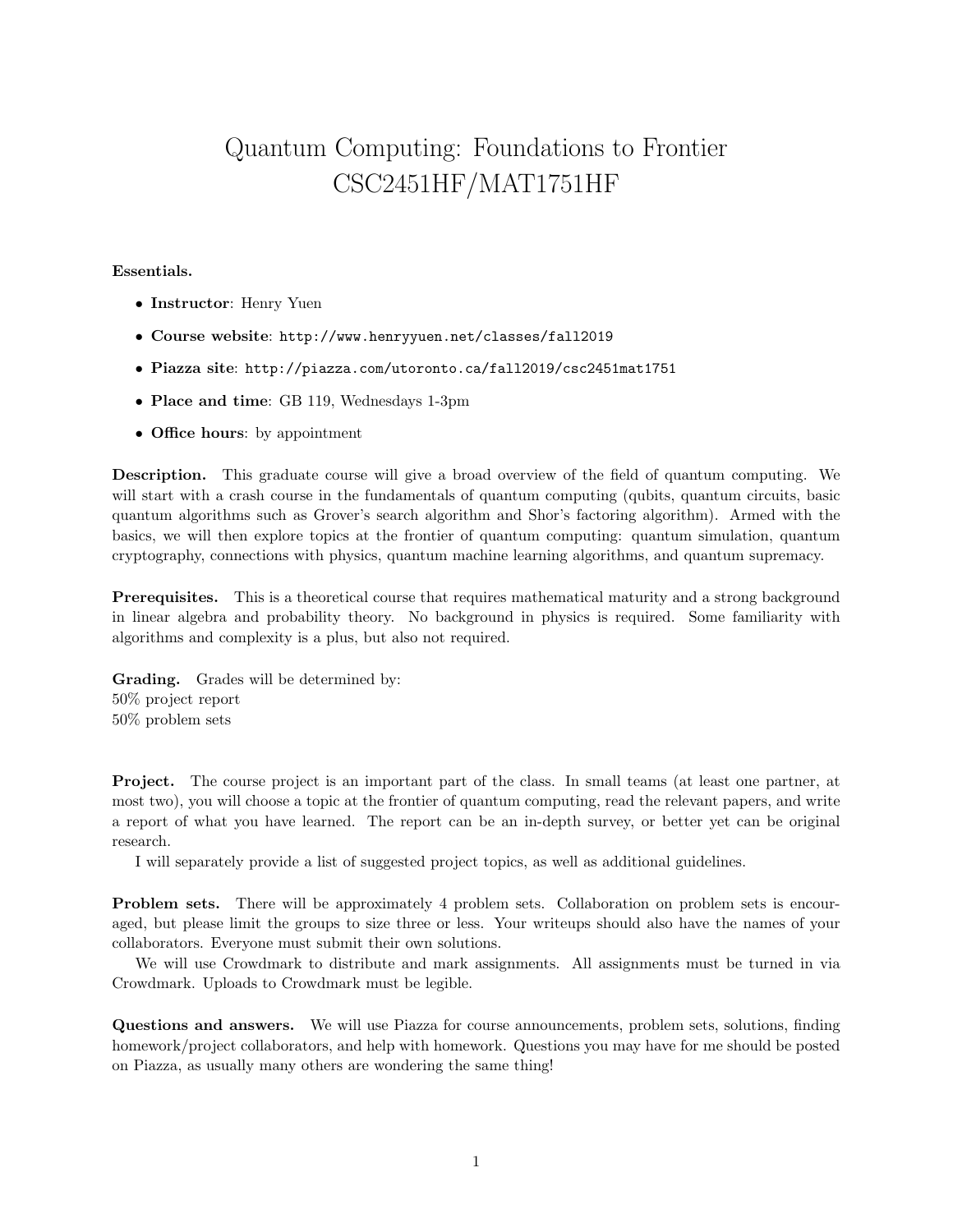# Quantum Computing: Foundations to Frontier
# CSC2451HF/MAT1751HF

**Essentials.**

- **Instructor**: Henry Yuen
- **Course website**: http://www.henryyuen.net/classes/fall2019
- **Piazza site**: http://piazza.com/utoronto.ca/fall2019/csc2451mat1751
- **Place and time**: GB 119, Wednesdays 1-3pm
- **Office hours**: by appointment

**Description.** This graduate course will give a broad overview of the field of quantum computing. We will start with a crash course in the fundamentals of quantum computing (qubits, quantum circuits, basic quantum algorithms such as Grover's search algorithm and Shor's factoring algorithm). Armed with the basics, we will then explore topics at the frontier of quantum computing: quantum simulation, quantum cryptography, connections with physics, quantum machine learning algorithms, and quantum supremacy.

**Prerequisites.** This is a theoretical course that requires mathematical maturity and a strong background in linear algebra and probability theory. No background in physics is required. Some familiarity with algorithms and complexity is a plus, but also not required.

**Grading.** Grades will be determined by:
50% project report
50% problem sets

**Project.** The course project is an important part of the class. In small teams (at least one partner, at most two), you will choose a topic at the frontier of quantum computing, read the relevant papers, and write a report of what you have learned. The report can be an in-depth survey, or better yet can be original research.

I will separately provide a list of suggested project topics, as well as additional guidelines.

**Problem sets.** There will be approximately 4 problem sets. Collaboration on problem sets is encouraged, but please limit the groups to size three or less. Your writeups should also have the names of your collaborators. Everyone must submit their own solutions.

We will use Crowdmark to distribute and mark assignments. All assignments must be turned in via Crowdmark. Uploads to Crowdmark must be legible.

**Questions and answers.** We will use Piazza for course announcements, problem sets, solutions, finding homework/project collaborators, and help with homework. Questions you may have for me should be posted on Piazza, as usually many others are wondering the same thing!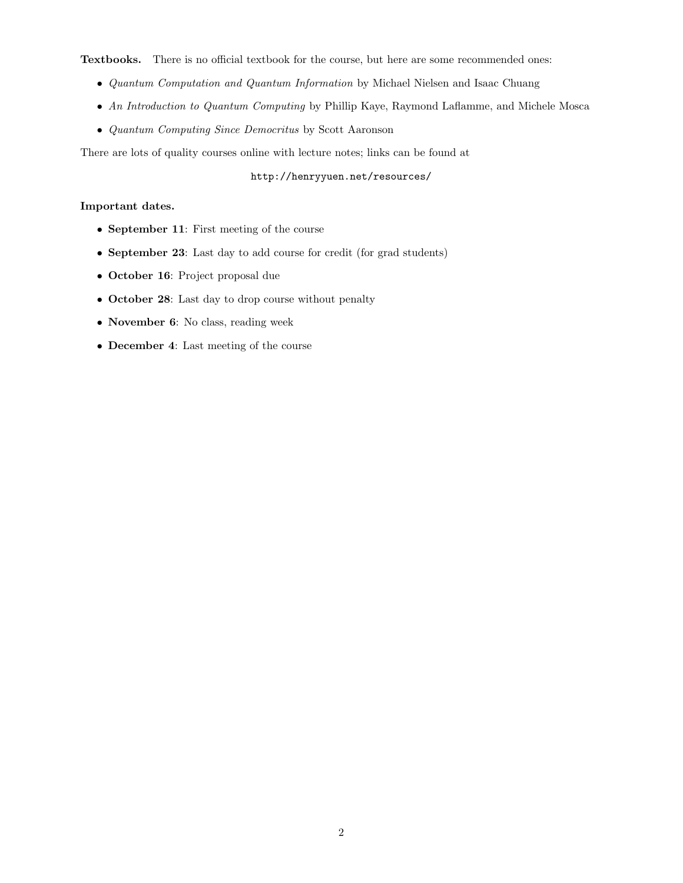**Textbooks.** There is no official textbook for the course, but here are some recommended ones:

- *Quantum Computation and Quantum Information* by Michael Nielsen and Isaac Chuang
- *An Introduction to Quantum Computing* by Phillip Kaye, Raymond Laflamme, and Michele Mosca
- *Quantum Computing Since Democritus* by Scott Aaronson

There are lots of quality courses online with lecture notes; links can be found at

`http://henryyuen.net/resources/`

**Important dates.**

- **September 11**: First meeting of the course
- **September 23**: Last day to add course for credit (for grad students)
- **October 16**: Project proposal due
- **October 28**: Last day to drop course without penalty
- **November 6**: No class, reading week
- **December 4**: Last meeting of the course